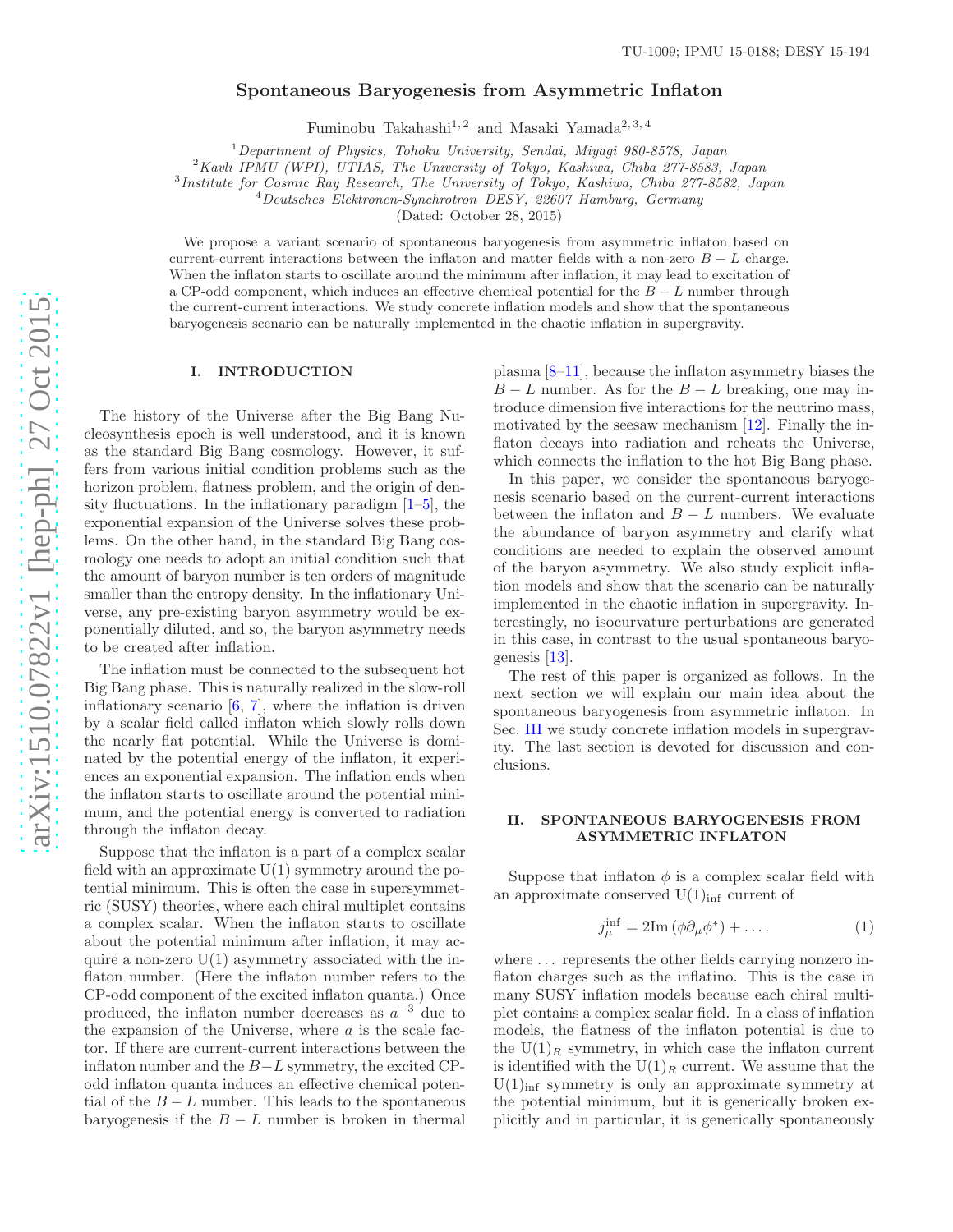TU-1009; IPMU 15-0188; DESY 15-194

# Spontaneous Baryogenesis from Asymmetric Inflaton

Fuminobu Takahashi[1,2] and Masaki Yamada[2,3,4]

[1] *Department of Physics, Tohoku University, Sendai, Miyagi 980-8578, Japan*
[2] *Kavli IPMU (WPI), UTIAS, The University of Tokyo, Kashiwa, Chiba 277-8583, Japan*
[3] *Institute for Cosmic Ray Research, The University of Tokyo, Kashiwa, Chiba 277-8582, Japan*
[4] *Deutsches Elektronen-Synchrotron DESY, 22607 Hamburg, Germany*

(Dated: October 28, 2015)

We propose a variant scenario of spontaneous baryogenesis from asymmetric inflaton based on current-current interactions between the inflaton and matter fields with a non-zero $B-L$ charge. When the inflaton starts to oscillate around the minimum after inflation, it may lead to excitation of a CP-odd component, which induces an effective chemical potential for the $B-L$ number through the current-current interactions. We study concrete inflation models and show that the spontaneous baryogenesis scenario can be naturally implemented in the chaotic inflation in supergravity.

## I. INTRODUCTION

The history of the Universe after the Big Bang Nucleosynthesis epoch is well understood, and it is known as the standard Big Bang cosmology. However, it suffers from various initial condition problems such as the horizon problem, flatness problem, and the origin of density fluctuations. In the inflationary paradigm [1–5], the exponential expansion of the Universe solves these problems. On the other hand, in the standard Big Bang cosmology one needs to adopt an initial condition such that the amount of baryon number is ten orders of magnitude smaller than the entropy density. In the inflationary Universe, any pre-existing baryon asymmetry would be exponentially diluted, and so, the baryon asymmetry needs to be created after inflation.

The inflation must be connected to the subsequent hot Big Bang phase. This is naturally realized in the slow-roll inflationary scenario [6, 7], where the inflation is driven by a scalar field called inflaton which slowly rolls down the nearly flat potential. While the Universe is dominated by the potential energy of the inflaton, it experiences an exponential expansion. The inflation ends when the inflaton starts to oscillate around the potential minimum, and the potential energy is converted to radiation through the inflaton decay.

Suppose that the inflaton is a part of a complex scalar field with an approximate U(1) symmetry around the potential minimum. This is often the case in supersymmetric (SUSY) theories, where each chiral multiplet contains a complex scalar. When the inflaton starts to oscillate about the potential minimum after inflation, it may acquire a non-zero U(1) asymmetry associated with the inflaton number. (Here the inflaton number refers to the CP-odd component of the excited inflaton quanta.) Once produced, the inflaton number decreases as $a^{-3}$ due to the expansion of the Universe, where $a$ is the scale factor. If there are current-current interactions between the inflaton number and the $B-L$ symmetry, the excited CP-odd inflaton quanta induces an effective chemical potential of the $B-L$ number. This leads to the spontaneous baryogenesis if the $B-L$ number is broken in thermal plasma [8–11], because the inflaton asymmetry biases the $B-L$ number. As for the $B-L$ breaking, one may introduce dimension five interactions for the neutrino mass, motivated by the seesaw mechanism [12]. Finally the inflaton decays into radiation and reheats the Universe, which connects the inflation to the hot Big Bang phase.

In this paper, we consider the spontaneous baryogenesis scenario based on the current-current interactions between the inflaton and $B-L$ numbers. We evaluate the abundance of baryon asymmetry and clarify what conditions are needed to explain the observed amount of the baryon asymmetry. We also study explicit inflation models and show that the scenario can be naturally implemented in the chaotic inflation in supergravity. Interestingly, no isocurvature perturbations are generated in this case, in contrast to the usual spontaneous baryogenesis [13].

The rest of this paper is organized as follows. In the next section we will explain our main idea about the spontaneous baryogenesis from asymmetric inflaton. In Sec. III we study concrete inflation models in supergravity. The last section is devoted for discussion and conclusions.

## II. SPONTANEOUS BARYOGENESIS FROM ASYMMETRIC INFLATON

Suppose that inflaton $\phi$ is a complex scalar field with an approximate conserved $\mathrm{U}(1)_{\rm inf}$ current of

$$j_\mu^{\rm inf} = 2{\rm Im}\left(\phi \partial_\mu \phi^*\right) + \dots. \tag{1}$$

where ... represents the other fields carrying nonzero inflaton charges such as the inflatino. This is the case in many SUSY inflation models because each chiral multiplet contains a complex scalar field. In a class of inflation models, the flatness of the inflaton potential is due to the $\mathrm{U}(1)_R$ symmetry, in which case the inflaton current is identified with the $\mathrm{U}(1)_R$ current. We assume that the $\mathrm{U}(1)_{\rm inf}$ symmetry is only an approximate symmetry at the potential minimum, but it is generically broken explicitly and in particular, it is generically spontaneously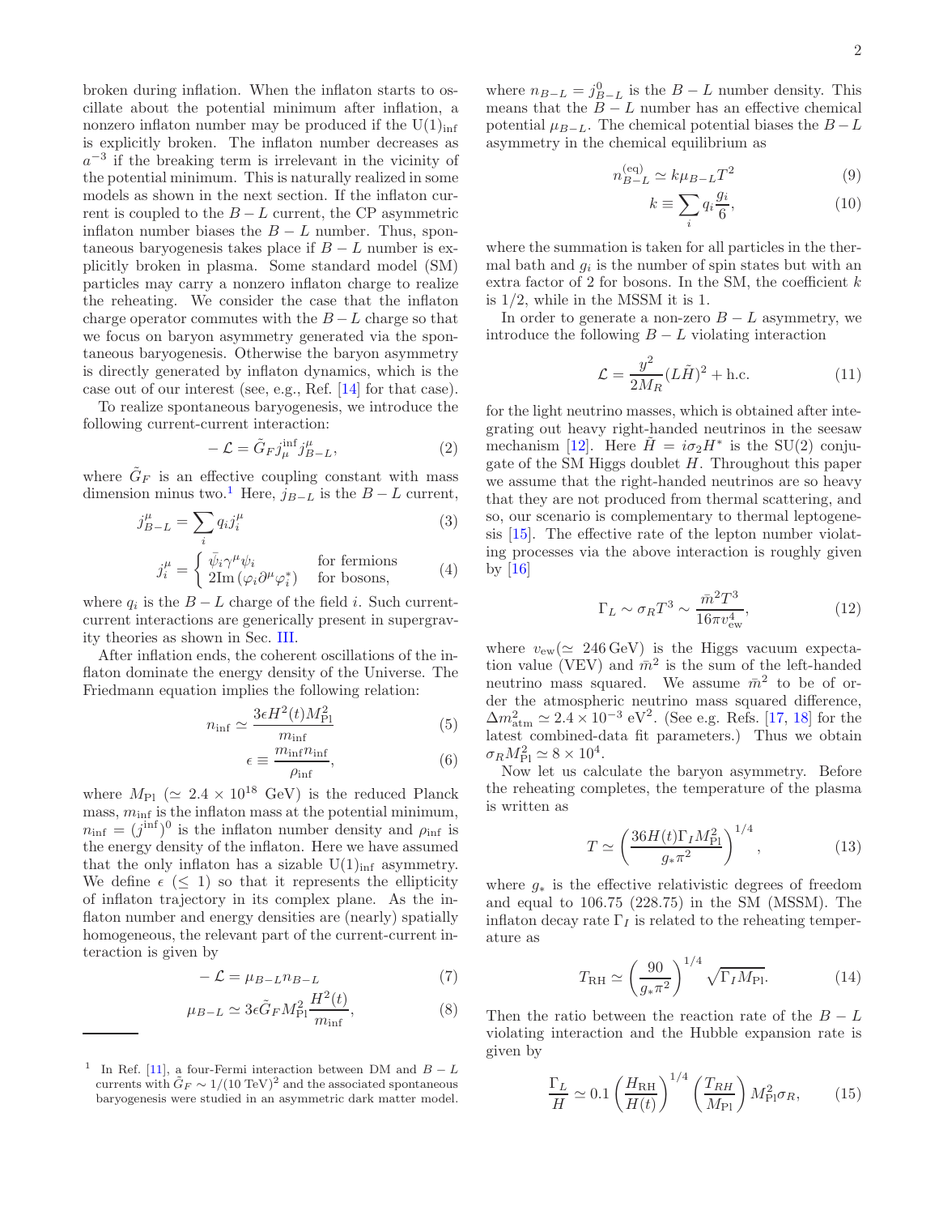broken during inflation. When the inflaton starts to oscillate about the potential minimum after inflation, a nonzero inflaton number may be produced if the $\mathrm{U}(1)_{\rm inf}$ is explicitly broken. The inflaton number decreases as $a^{-3}$ if the breaking term is irrelevant in the vicinity of the potential minimum. This is naturally realized in some models as shown in the next section. If the inflaton current is coupled to the $B-L$ current, the CP asymmetric inflaton number biases the $B-L$ number. Thus, spontaneous baryogenesis takes place if $B-L$ number is explicitly broken in plasma. Some standard model (SM) particles may carry a nonzero inflaton charge to realize the reheating. We consider the case that the inflaton charge operator commutes with the $B-L$ charge so that we focus on baryon asymmetry generated via the spontaneous baryogenesis. Otherwise the baryon asymmetry is directly generated by inflaton dynamics, which is the case out of our interest (see, e.g., Ref. [14] for that case).

To realize spontaneous baryogenesis, we introduce the following current-current interaction:

$$-\mathcal{L} = \tilde{G}_F j^{\rm inf}_\mu j^\mu_{B-L}, \tag{2}$$

where $\tilde{G}_F$ is an effective coupling constant with mass dimension minus two.[1] Here, $j_{B-L}$ is the $B-L$ current,

$$j^\mu_{B-L} = \sum_i q_i j^\mu_i \tag{3}$$

$$j^\mu_i = \begin{cases} \bar{\psi}_i \gamma^\mu \psi_i & \text{for fermions} \\ 2\mathrm{Im}\left(\varphi_i \partial^\mu \varphi_i^*\right) & \text{for bosons,} \end{cases} \tag{4}$$

where $q_i$ is the $B-L$ charge of the field $i$. Such current-current interactions are generically present in supergravity theories as shown in Sec. III.

After inflation ends, the coherent oscillations of the inflaton dominate the energy density of the Universe. The Friedmann equation implies the following relation:

$$n_{\rm inf} \simeq \frac{3\epsilon H^2(t) M_{\rm Pl}^2}{m_{\rm inf}} \tag{5}$$

$$\epsilon \equiv \frac{m_{\rm inf} n_{\rm inf}}{\rho_{\rm inf}}, \tag{6}$$

where $M_{\rm Pl}$ ($\simeq 2.4 \times 10^{18}$ GeV) is the reduced Planck mass, $m_{\rm inf}$ is the inflaton mass at the potential minimum, $n_{\rm inf} = (j^{\rm inf})^0$ is the inflaton number density and $\rho_{\rm inf}$ is the energy density of the inflaton. Here we have assumed that the only inflaton has a sizable $\mathrm{U}(1)_{\rm inf}$ asymmetry. We define $\epsilon$ ($\leq 1$) so that it represents the ellipticity of inflaton trajectory in its complex plane. As the inflaton number and energy densities are (nearly) spatially homogeneous, the relevant part of the current-current interaction is given by

$$-\mathcal{L} = \mu_{B-L} n_{B-L} \tag{7}$$

$$\mu_{B-L} \simeq 3\epsilon \tilde{G}_F M_{\rm Pl}^2 \frac{H^2(t)}{m_{\rm inf}}, \tag{8}$$

where $n_{B-L} = j^0_{B-L}$ is the $B-L$ number density. This means that the $B-L$ number has an effective chemical potential $\mu_{B-L}$. The chemical potential biases the $B-L$ asymmetry in the chemical equilibrium as

$$n^{(\rm eq)}_{B-L} \simeq k \mu_{B-L} T^2 \tag{9}$$

$$k \equiv \sum_i q_i \frac{g_i}{6}, \tag{10}$$

where the summation is taken for all particles in the thermal bath and $g_i$ is the number of spin states but with an extra factor of 2 for bosons. In the SM, the coefficient $k$ is $1/2$, while in the MSSM it is 1.

In order to generate a non-zero $B-L$ asymmetry, we introduce the following $B-L$ violating interaction

$$\mathcal{L} = \frac{y^2}{2M_R}(L\tilde{H})^2 + \text{h.c.} \tag{11}$$

for the light neutrino masses, which is obtained after integrating out heavy right-handed neutrinos in the seesaw mechanism [12]. Here $\tilde{H} = i\sigma_2 H^*$ is the SU(2) conjugate of the SM Higgs doublet $H$. Throughout this paper we assume that the right-handed neutrinos are so heavy that they are not produced from thermal scattering, and so, our scenario is complementary to thermal leptogenesis [15]. The effective rate of the lepton number violating processes via the above interaction is roughly given by [16]

$$\Gamma_L \sim \sigma_R T^3 \sim \frac{\bar{m}^2 T^3}{16\pi v_{\rm ew}^4}, \tag{12}$$

where $v_{\rm ew}$($\simeq$ 246 GeV) is the Higgs vacuum expectation value (VEV) and $\bar{m}^2$ is the sum of the left-handed neutrino mass squared. We assume $\bar{m}^2$ to be of order the atmospheric neutrino mass squared difference, $\Delta m^2_{\rm atm} \simeq 2.4 \times 10^{-3}$ eV$^2$. (See e.g. Refs. [17, 18] for the latest combined-data fit parameters.) Thus we obtain $\sigma_R M_{\rm Pl}^2 \simeq 8 \times 10^4$.

Now let us calculate the baryon asymmetry. Before the reheating completes, the temperature of the plasma is written as

$$T \simeq \left(\frac{36 H(t) \Gamma_I M_{\rm Pl}^2}{g_* \pi^2}\right)^{1/4}, \tag{13}$$

where $g_*$ is the effective relativistic degrees of freedom and equal to 106.75 (228.75) in the SM (MSSM). The inflaton decay rate $\Gamma_I$ is related to the reheating temperature as

$$T_{\rm RH} \simeq \left(\frac{90}{g_* \pi^2}\right)^{1/4} \sqrt{\Gamma_I M_{\rm Pl}}. \tag{14}$$

Then the ratio between the reaction rate of the $B-L$ violating interaction and the Hubble expansion rate is given by

$$\frac{\Gamma_L}{H} \simeq 0.1 \left(\frac{H_{\rm RH}}{H(t)}\right)^{1/4} \left(\frac{T_{RH}}{M_{\rm Pl}}\right) M_{\rm Pl}^2 \sigma_R, \tag{15}$$

[1] In Ref. [11], a four-Fermi interaction between DM and $B-L$ currents with $\tilde{G}_F \sim 1/(10\ \text{TeV})^2$ and the associated spontaneous baryogenesis were studied in an asymmetric dark matter model.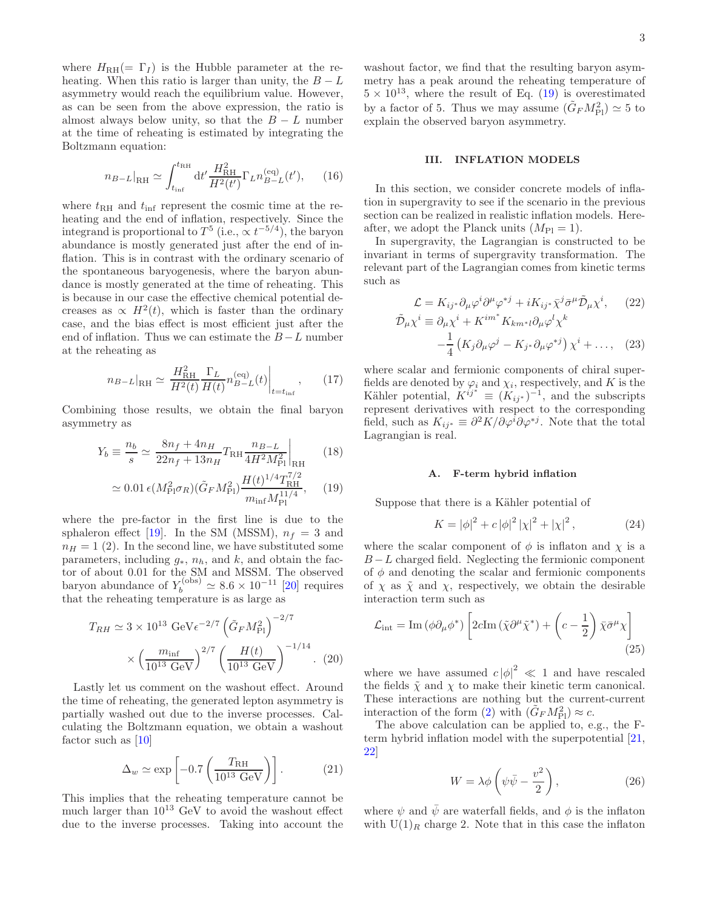where $H_{\rm RH}(= \Gamma_I)$ is the Hubble parameter at the reheating. When this ratio is larger than unity, the $B-L$ asymmetry would reach the equilibrium value. However, as can be seen from the above expression, the ratio is almost always below unity, so that the $B-L$ number at the time of reheating is estimated by integrating the Boltzmann equation:

$$n_{B-L}|_{\rm RH} \simeq \int_{t_{\rm inf}}^{t_{\rm RH}} {\rm d}t' \frac{H_{\rm RH}^2}{H^2(t')} \Gamma_L n_{B-L}^{\rm (eq)}(t'), \qquad (16)$$

where $t_{\rm RH}$ and $t_{\rm inf}$ represent the cosmic time at the reheating and the end of inflation, respectively. Since the integrand is proportional to $T^5$ (i.e., $\propto t^{-5/4}$), the baryon abundance is mostly generated just after the end of inflation. This is in contrast with the ordinary scenario of the spontaneous baryogenesis, where the baryon abundance is mostly generated at the time of reheating. This is because in our case the effective chemical potential decreases as $\propto H^2(t)$, which is faster than the ordinary case, and the bias effect is most efficient just after the end of inflation. Thus we can estimate the $B-L$ number at the reheating as

$$n_{B-L}|_{\rm RH} \simeq \left. \frac{H_{\rm RH}^2}{H^2(t)} \frac{\Gamma_L}{H(t)} n_{B-L}^{\rm (eq)}(t) \right|_{t=t_{\rm inf}}, \qquad (17)$$

Combining those results, we obtain the final baryon asymmetry as

$$Y_b \equiv \frac{n_b}{s} \simeq \frac{8n_f + 4n_H}{22n_f + 13n_H} T_{\rm RH} \left. \frac{n_{B-L}}{4H^2 M_{\rm Pl}^2} \right|_{\rm RH} \qquad (18)$$

$$\simeq 0.01\, \epsilon (M_{\rm Pl}^2 \sigma_R)(\tilde{G}_F M_{\rm Pl}^2) \frac{H(t)^{1/4} T_{\rm RH}^{7/2}}{m_{\rm inf} M_{\rm Pl}^{11/4}}, \qquad (19)$$

where the pre-factor in the first line is due to the sphaleron effect [19]. In the SM (MSSM), $n_f = 3$ and $n_H = 1$ (2). In the second line, we have substituted some parameters, including $g_*$, $n_h$, and $k$, and obtain the factor of about 0.01 for the SM and MSSM. The observed baryon abundance of $Y_b^{\rm (obs)} \simeq 8.6 \times 10^{-11}$ [20] requires that the reheating temperature is as large as

$$T_{RH} \simeq 3 \times 10^{13}\ {\rm GeV} \epsilon^{-2/7} \left( \tilde{G}_F M_{\rm Pl}^2 \right)^{-2/7} \times \left( \frac{m_{\rm inf}}{10^{13}\ {\rm GeV}} \right)^{2/7} \left( \frac{H(t)}{10^{13}\ {\rm GeV}} \right)^{-1/14}. \qquad (20)$$

Lastly let us comment on the washout effect. Around the time of reheating, the generated lepton asymmetry is partially washed out due to the inverse processes. Calculating the Boltzmann equation, we obtain a washout factor such as [10]

$$\Delta_w \simeq \exp\left[ -0.7 \left( \frac{T_{\rm RH}}{10^{13}\ {\rm GeV}} \right) \right]. \qquad (21)$$

This implies that the reheating temperature cannot be much larger than $10^{13}$ GeV to avoid the washout effect due to the inverse processes. Taking into account the washout factor, we find that the resulting baryon asymmetry has a peak around the reheating temperature of $5 \times 10^{13}$, where the result of Eq. (19) is overestimated by a factor of 5. Thus we may assume $(\tilde{G}_F M_{\rm Pl}^2) \simeq 5$ to explain the observed baryon asymmetry.

## III. INFLATION MODELS

In this section, we consider concrete models of inflation in supergravity to see if the scenario in the previous section can be realized in realistic inflation models. Hereafter, we adopt the Planck units ($M_{\rm Pl} = 1$).

In supergravity, the Lagrangian is constructed to be invariant in terms of supergravity transformation. The relevant part of the Lagrangian comes from kinetic terms such as

$$\mathcal{L} = K_{ij^*} \partial_\mu \varphi^i \partial^\mu \varphi^{*j} + i K_{ij^*} \bar{\chi}^j \bar{\sigma}^\mu \tilde{\mathcal{D}}_\mu \chi^i, \qquad (22)$$

$$\tilde{\mathcal{D}}_\mu \chi^i \equiv \partial_\mu \chi^i + K^{im^*} K_{km^*l} \partial_\mu \varphi^l \chi^k - \frac{1}{4}\left( K_j \partial_\mu \varphi^j - K_{j^*} \partial_\mu \varphi^{*j} \right) \chi^i + \ldots, \qquad (23)$$

where scalar and fermionic components of chiral superfields are denoted by $\varphi_i$ and $\chi_i$, respectively, and $K$ is the Kähler potential, $K^{ij^*} \equiv (K_{ij^*})^{-1}$, and the subscripts represent derivatives with respect to the corresponding field, such as $K_{ij^*} \equiv \partial^2 K / \partial \varphi^i \partial \varphi^{*j}$. Note that the total Lagrangian is real.

### A. F-term hybrid inflation

Suppose that there is a Kähler potential of

$$K = |\phi|^2 + c\,|\phi|^2 |\chi|^2 + |\chi|^2, \qquad (24)$$

where the scalar component of $\phi$ is inflaton and $\chi$ is a $B-L$ charged field. Neglecting the fermionic component of $\phi$ and denoting the scalar and fermionic components of $\chi$ as $\tilde{\chi}$ and $\chi$, respectively, we obtain the desirable interaction term such as

$$\mathcal{L}_{\rm int} = {\rm Im}\left( \phi \partial_\mu \phi^* \right) \left[ 2c{\rm Im}\left( \tilde{\chi} \partial^\mu \tilde{\chi}^* \right) + \left( c - \frac{1}{2} \right) \bar{\chi} \bar{\sigma}^\mu \chi \right] \qquad (25)$$

where we have assumed $c\,|\phi|^2 \ll 1$ and have rescaled the fields $\tilde{\chi}$ and $\chi$ to make their kinetic term canonical. These interactions are nothing but the current-current interaction of the form (2) with $(\tilde{G}_F M_{\rm Pl}^2) \approx c$.

The above calculation can be applied to, e.g., the F-term hybrid inflation model with the superpotential [21, 22]

$$W = \lambda \phi \left( \psi \bar{\psi} - \frac{v^2}{2} \right), \qquad (26)$$

where $\psi$ and $\bar{\psi}$ are waterfall fields, and $\phi$ is the inflaton with ${\rm U}(1)_R$ charge 2. Note that in this case the inflaton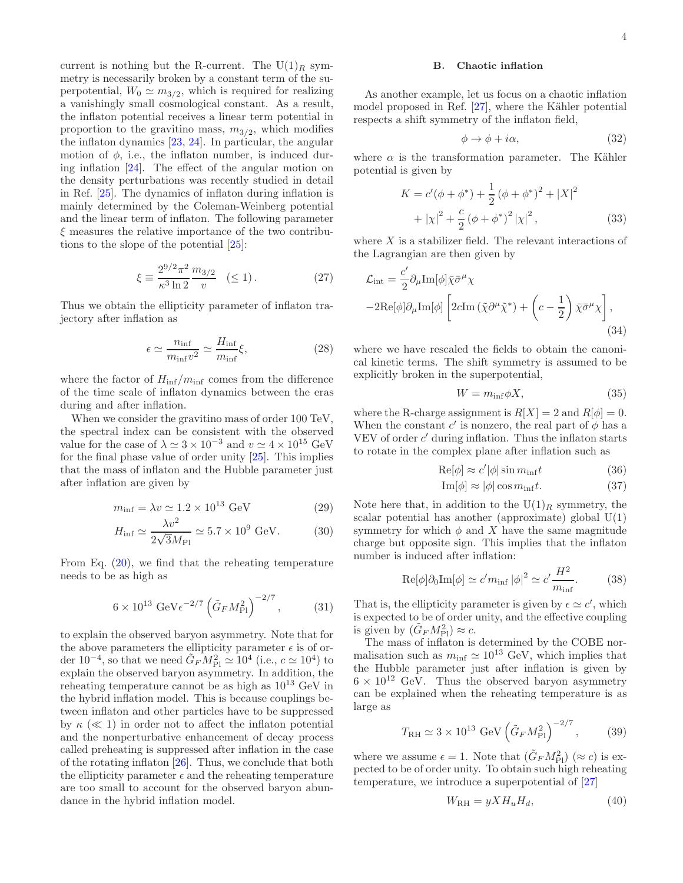current is nothing but the R-current. The $\mathrm{U}(1)_R$ symmetry is necessarily broken by a constant term of the superpotential, $W_0 \simeq m_{3/2}$, which is required for realizing a vanishingly small cosmological constant. As a result, the inflaton potential receives a linear term potential in proportion to the gravitino mass, $m_{3/2}$, which modifies the inflaton dynamics [23, 24]. In particular, the angular motion of $\phi$, i.e., the inflaton number, is induced during inflation [24]. The effect of the angular motion on the density perturbations was recently studied in detail in Ref. [25]. The dynamics of inflaton during inflation is mainly determined by the Coleman-Weinberg potential and the linear term of inflaton. The following parameter $\xi$ measures the relative importance of the two contributions to the slope of the potential [25]:

$$\xi \equiv \frac{2^{9/2}\pi^2}{\kappa^3 \ln 2}\frac{m_{3/2}}{v} \quad (\leq 1)\,. \tag{27}$$

Thus we obtain the ellipticity parameter of inflaton trajectory after inflation as

$$\epsilon \simeq \frac{n_{\rm inf}}{m_{\rm inf} v^2} \simeq \frac{H_{\rm inf}}{m_{\rm inf}}\xi, \tag{28}$$

where the factor of $H_{\rm inf}/m_{\rm inf}$ comes from the difference of the time scale of inflaton dynamics between the eras during and after inflation.

When we consider the gravitino mass of order 100 TeV, the spectral index can be consistent with the observed value for the case of $\lambda \simeq 3\times 10^{-3}$ and $v \simeq 4\times 10^{15}$ GeV for the final phase value of order unity [25]. This implies that the mass of inflaton and the Hubble parameter just after inflation are given by

$$m_{\rm inf} = \lambda v \simeq 1.2\times 10^{13}\ \mathrm{GeV} \tag{29}$$

$$H_{\rm inf} \simeq \frac{\lambda v^2}{2\sqrt{3}M_{\rm Pl}} \simeq 5.7\times 10^{9}\ \mathrm{GeV}. \tag{30}$$

From Eq. (20), we find that the reheating temperature needs to be as high as

$$6\times 10^{13}\ \mathrm{GeV}\epsilon^{-2/7}\left(\tilde{G}_F M_{\rm Pl}^2\right)^{-2/7}, \tag{31}$$

to explain the observed baryon asymmetry. Note that for the above parameters the ellipticity parameter $\epsilon$ is of order $10^{-4}$, so that we need $\tilde{G}_F M_{\rm Pl}^2 \simeq 10^4$ (i.e., $c \simeq 10^4$) to explain the observed baryon asymmetry. In addition, the reheating temperature cannot be as high as $10^{13}$ GeV in the hybrid inflation model. This is because couplings between inflaton and other particles have to be suppressed by $\kappa$ ($\ll 1$) in order not to affect the inflaton potential and the nonperturbative enhancement of decay process called preheating is suppressed after inflation in the case of the rotating inflaton [26]. Thus, we conclude that both the ellipticity parameter $\epsilon$ and the reheating temperature are too small to account for the observed baryon abundance in the hybrid inflation model.

### B. Chaotic inflation

As another example, let us focus on a chaotic inflation model proposed in Ref. [27], where the Kähler potential respects a shift symmetry of the inflaton field,

$$\phi \to \phi + i\alpha, \tag{32}$$

where $\alpha$ is the transformation parameter. The Kähler potential is given by

$$\begin{aligned} K = &\, c'(\phi+\phi^*) + \frac{1}{2}\left(\phi+\phi^*\right)^2 + |X|^2 \\ &+ |\chi|^2 + \frac{c}{2}\left(\phi+\phi^*\right)^2|\chi|^2, \end{aligned} \tag{33}$$

where $X$ is a stabilizer field. The relevant interactions of the Lagrangian are then given by

$$\begin{aligned} \mathcal{L}_{\rm int} = &\, \frac{c'}{2}\partial_\mu \mathrm{Im}[\phi]\bar{\chi}\bar{\sigma}^\mu\chi \\ &-2\mathrm{Re}[\phi]\partial_\mu\mathrm{Im}[\phi]\left[2c\mathrm{Im}\left(\tilde{\chi}\partial^\mu\tilde{\chi}^*\right) + \left(c-\frac{1}{2}\right)\bar{\chi}\bar{\sigma}^\mu\chi\right], \end{aligned} \tag{34}$$

where we have rescaled the fields to obtain the canonical kinetic terms. The shift symmetry is assumed to be explicitly broken in the superpotential,

$$W = m_{\rm inf}\phi X, \tag{35}$$

where the R-charge assignment is $R[X]=2$ and $R[\phi]=0$. When the constant $c'$ is nonzero, the real part of $\phi$ has a VEV of order $c'$ during inflation. Thus the inflaton starts to rotate in the complex plane after inflation such as

$$\mathrm{Re}[\phi] \approx c'|\phi|\sin m_{\rm inf}t \tag{36}$$

$$\mathrm{Im}[\phi] \approx |\phi|\cos m_{\rm inf}t. \tag{37}$$

Note here that, in addition to the $\mathrm{U}(1)_R$ symmetry, the scalar potential has another (approximate) global U(1) symmetry for which $\phi$ and $X$ have the same magnitude charge but opposite sign. This implies that the inflaton number is induced after inflation:

$$\mathrm{Re}[\phi]\partial_0\mathrm{Im}[\phi] \simeq c' m_{\rm inf}|\phi|^2 \simeq c'\frac{H^2}{m_{\rm inf}}. \tag{38}$$

That is, the ellipticity parameter is given by $\epsilon \simeq c'$, which is expected to be of order unity, and the effective coupling is given by $(\tilde{G}_F M_{\rm Pl}^2) \approx c$.

The mass of inflaton is determined by the COBE normalisation such as $m_{\rm inf} \simeq 10^{13}$ GeV, which implies that the Hubble parameter just after inflation is given by $6\times 10^{12}$ GeV. Thus the observed baryon asymmetry can be explained when the reheating temperature is as large as

$$T_{\rm RH} \simeq 3\times 10^{13}\ \mathrm{GeV}\left(\tilde{G}_F M_{\rm Pl}^2\right)^{-2/7}, \tag{39}$$

where we assume $\epsilon = 1$. Note that $(\tilde{G}_F M_{\rm Pl}^2)$ ($\approx c$) is expected to be of order unity. To obtain such high reheating temperature, we introduce a superpotential of [27]

$$W_{\rm RH} = yXH_uH_d, \tag{40}$$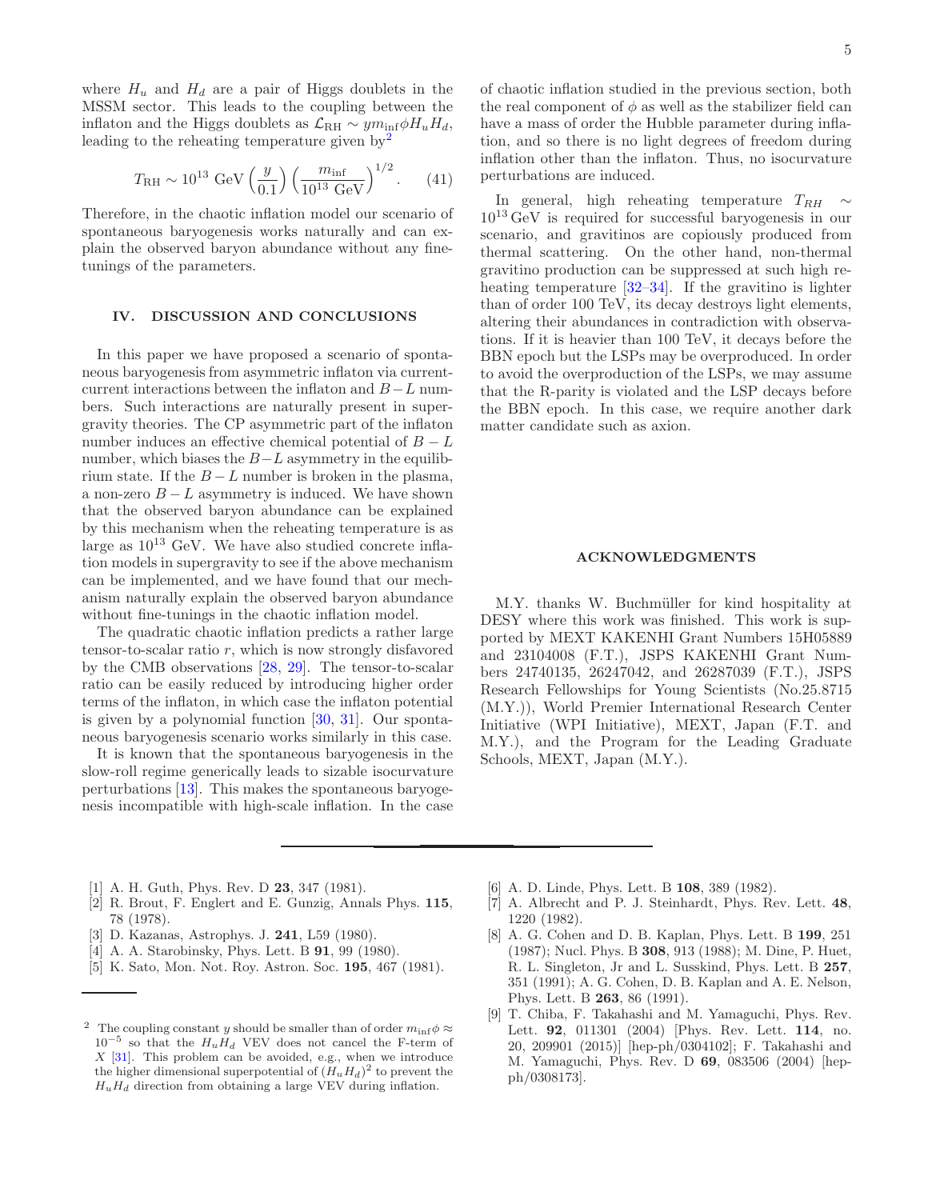where $H_u$ and $H_d$ are a pair of Higgs doublets in the MSSM sector. This leads to the coupling between the inflaton and the Higgs doublets as $\mathcal{L}_{\rm RH} \sim y m_{\rm inf} \phi H_u H_d$, leading to the reheating temperature given by[2]

$$T_{\rm RH} \sim 10^{13}\ {\rm GeV} \left(\frac{y}{0.1}\right) \left(\frac{m_{\rm inf}}{10^{13}\ {\rm GeV}}\right)^{1/2}. \qquad (41)$$

Therefore, in the chaotic inflation model our scenario of spontaneous baryogenesis works naturally and can explain the observed baryon abundance without any fine-tunings of the parameters.

## IV. DISCUSSION AND CONCLUSIONS

In this paper we have proposed a scenario of spontaneous baryogenesis from asymmetric inflaton via current-current interactions between the inflaton and $B-L$ numbers. Such interactions are naturally present in supergravity theories. The CP asymmetric part of the inflaton number induces an effective chemical potential of $B-L$ number, which biases the $B-L$ asymmetry in the equilibrium state. If the $B-L$ number is broken in the plasma, a non-zero $B-L$ asymmetry is induced. We have shown that the observed baryon abundance can be explained by this mechanism when the reheating temperature is as large as $10^{13}$ GeV. We have also studied concrete inflation models in supergravity to see if the above mechanism can be implemented, and we have found that our mechanism naturally explain the observed baryon abundance without fine-tunings in the chaotic inflation model.

The quadratic chaotic inflation predicts a rather large tensor-to-scalar ratio $r$, which is now strongly disfavored by the CMB observations [28, 29]. The tensor-to-scalar ratio can be easily reduced by introducing higher order terms of the inflaton, in which case the inflaton potential is given by a polynomial function [30, 31]. Our spontaneous baryogenesis scenario works similarly in this case.

It is known that the spontaneous baryogenesis in the slow-roll regime generically leads to sizable isocurvature perturbations [13]. This makes the spontaneous baryogenesis incompatible with high-scale inflation. In the case of chaotic inflation studied in the previous section, both the real component of $\phi$ as well as the stabilizer field can have a mass of order the Hubble parameter during inflation, and so there is no light degrees of freedom during inflation other than the inflaton. Thus, no isocurvature perturbations are induced.

In general, high reheating temperature $T_{RH} \sim 10^{13}$ GeV is required for successful baryogenesis in our scenario, and gravitinos are copiously produced from thermal scattering. On the other hand, non-thermal gravitino production can be suppressed at such high reheating temperature [32–34]. If the gravitino is lighter than of order 100 TeV, its decay destroys light elements, altering their abundances in contradiction with observations. If it is heavier than 100 TeV, it decays before the BBN epoch but the LSPs may be overproduced. In order to avoid the overproduction of the LSPs, we may assume that the R-parity is violated and the LSP decays before the BBN epoch. In this case, we require another dark matter candidate such as axion.

## ACKNOWLEDGMENTS

M.Y. thanks W. Buchmüller for kind hospitality at DESY where this work was finished. This work is supported by MEXT KAKENHI Grant Numbers 15H05889 and 23104008 (F.T.), JSPS KAKENHI Grant Numbers 24740135, 26247042, and 26287039 (F.T.), JSPS Research Fellowships for Young Scientists (No.25.8715 (M.Y.)), World Premier International Research Center Initiative (WPI Initiative), MEXT, Japan (F.T. and M.Y.), and the Program for the Leading Graduate Schools, MEXT, Japan (M.Y.).

---

[2] The coupling constant $y$ should be smaller than of order $m_{\rm inf}\phi \approx 10^{-5}$ so that the $H_u H_d$ VEV does not cancel the F-term of $X$ [31]. This problem can be avoided, e.g., when we introduce the higher dimensional superpotential of $(H_u H_d)^2$ to prevent the $H_u H_d$ direction from obtaining a large VEV during inflation.

---

[1] A. H. Guth, Phys. Rev. D **23**, 347 (1981).
[2] R. Brout, F. Englert and E. Gunzig, Annals Phys. **115**, 78 (1978).
[3] D. Kazanas, Astrophys. J. **241**, L59 (1980).
[4] A. A. Starobinsky, Phys. Lett. B **91**, 99 (1980).
[5] K. Sato, Mon. Not. Roy. Astron. Soc. **195**, 467 (1981).
[6] A. D. Linde, Phys. Lett. B **108**, 389 (1982).
[7] A. Albrecht and P. J. Steinhardt, Phys. Rev. Lett. **48**, 1220 (1982).
[8] A. G. Cohen and D. B. Kaplan, Phys. Lett. B **199**, 251 (1987); Nucl. Phys. B **308**, 913 (1988); M. Dine, P. Huet, R. L. Singleton, Jr and L. Susskind, Phys. Lett. B **257**, 351 (1991); A. G. Cohen, D. B. Kaplan and A. E. Nelson, Phys. Lett. B **263**, 86 (1991).
[9] T. Chiba, F. Takahashi and M. Yamaguchi, Phys. Rev. Lett. **92**, 011301 (2004) [Phys. Rev. Lett. **114**, no. 20, 209901 (2015)] [hep-ph/0304102]; F. Takahashi and M. Yamaguchi, Phys. Rev. D **69**, 083506 (2004) [hep-ph/0308173].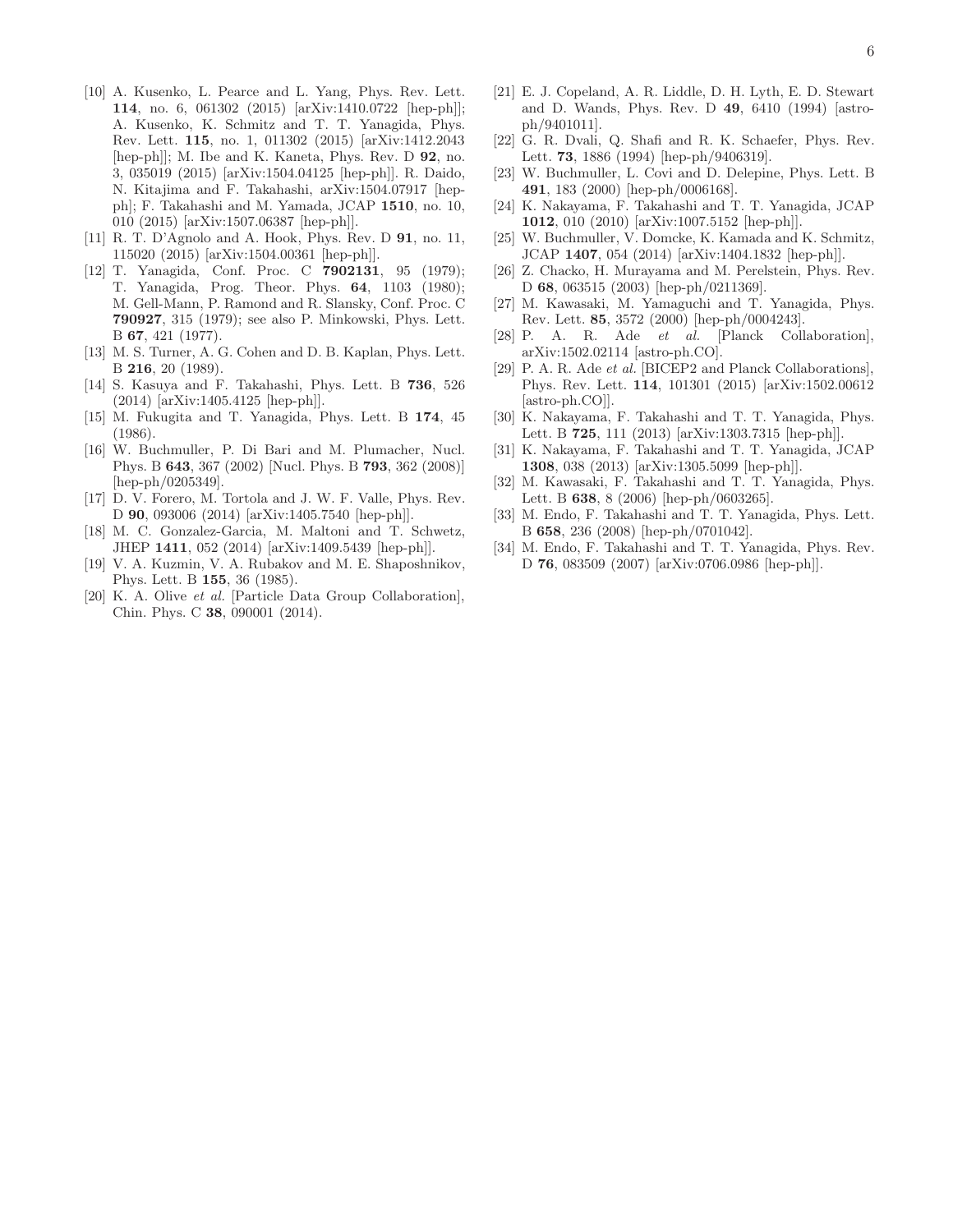[10] A. Kusenko, L. Pearce and L. Yang, Phys. Rev. Lett. **114**, no. 6, 061302 (2015) [arXiv:1410.0722 [hep-ph]]; A. Kusenko, K. Schmitz and T. T. Yanagida, Phys. Rev. Lett. **115**, no. 1, 011302 (2015) [arXiv:1412.2043 [hep-ph]]; M. Ibe and K. Kaneta, Phys. Rev. D **92**, no. 3, 035019 (2015) [arXiv:1504.04125 [hep-ph]]. R. Daido, N. Kitajima and F. Takahashi, arXiv:1504.07917 [hep-ph]; F. Takahashi and M. Yamada, JCAP **1510**, no. 10, 010 (2015) [arXiv:1507.06387 [hep-ph]].

[11] R. T. D'Agnolo and A. Hook, Phys. Rev. D **91**, no. 11, 115020 (2015) [arXiv:1504.00361 [hep-ph]].

[12] T. Yanagida, Conf. Proc. C **7902131**, 95 (1979); T. Yanagida, Prog. Theor. Phys. **64**, 1103 (1980); M. Gell-Mann, P. Ramond and R. Slansky, Conf. Proc. C **790927**, 315 (1979); see also P. Minkowski, Phys. Lett. B **67**, 421 (1977).

[13] M. S. Turner, A. G. Cohen and D. B. Kaplan, Phys. Lett. B **216**, 20 (1989).

[14] S. Kasuya and F. Takahashi, Phys. Lett. B **736**, 526 (2014) [arXiv:1405.4125 [hep-ph]].

[15] M. Fukugita and T. Yanagida, Phys. Lett. B **174**, 45 (1986).

[16] W. Buchmuller, P. Di Bari and M. Plumacher, Nucl. Phys. B **643**, 367 (2002) [Nucl. Phys. B **793**, 362 (2008)] [hep-ph/0205349].

[17] D. V. Forero, M. Tortola and J. W. F. Valle, Phys. Rev. D **90**, 093006 (2014) [arXiv:1405.7540 [hep-ph]].

[18] M. C. Gonzalez-Garcia, M. Maltoni and T. Schwetz, JHEP **1411**, 052 (2014) [arXiv:1409.5439 [hep-ph]].

[19] V. A. Kuzmin, V. A. Rubakov and M. E. Shaposhnikov, Phys. Lett. B **155**, 36 (1985).

[20] K. A. Olive *et al.* [Particle Data Group Collaboration], Chin. Phys. C **38**, 090001 (2014).

[21] E. J. Copeland, A. R. Liddle, D. H. Lyth, E. D. Stewart and D. Wands, Phys. Rev. D **49**, 6410 (1994) [astro-ph/9401011].

[22] G. R. Dvali, Q. Shafi and R. K. Schaefer, Phys. Rev. Lett. **73**, 1886 (1994) [hep-ph/9406319].

[23] W. Buchmuller, L. Covi and D. Delepine, Phys. Lett. B **491**, 183 (2000) [hep-ph/0006168].

[24] K. Nakayama, F. Takahashi and T. T. Yanagida, JCAP **1012**, 010 (2010) [arXiv:1007.5152 [hep-ph]].

[25] W. Buchmuller, V. Domcke, K. Kamada and K. Schmitz, JCAP **1407**, 054 (2014) [arXiv:1404.1832 [hep-ph]].

[26] Z. Chacko, H. Murayama and M. Perelstein, Phys. Rev. D **68**, 063515 (2003) [hep-ph/0211369].

[27] M. Kawasaki, M. Yamaguchi and T. Yanagida, Phys. Rev. Lett. **85**, 3572 (2000) [hep-ph/0004243].

[28] P. A. R. Ade *et al.* [Planck Collaboration], arXiv:1502.02114 [astro-ph.CO].

[29] P. A. R. Ade *et al.* [BICEP2 and Planck Collaborations], Phys. Rev. Lett. **114**, 101301 (2015) [arXiv:1502.00612 [astro-ph.CO]].

[30] K. Nakayama, F. Takahashi and T. T. Yanagida, Phys. Lett. B **725**, 111 (2013) [arXiv:1303.7315 [hep-ph]].

[31] K. Nakayama, F. Takahashi and T. T. Yanagida, JCAP **1308**, 038 (2013) [arXiv:1305.5099 [hep-ph]].

[32] M. Kawasaki, F. Takahashi and T. T. Yanagida, Phys. Lett. B **638**, 8 (2006) [hep-ph/0603265].

[33] M. Endo, F. Takahashi and T. T. Yanagida, Phys. Lett. B **658**, 236 (2008) [hep-ph/0701042].

[34] M. Endo, F. Takahashi and T. T. Yanagida, Phys. Rev. D **76**, 083509 (2007) [arXiv:0706.0986 [hep-ph]].